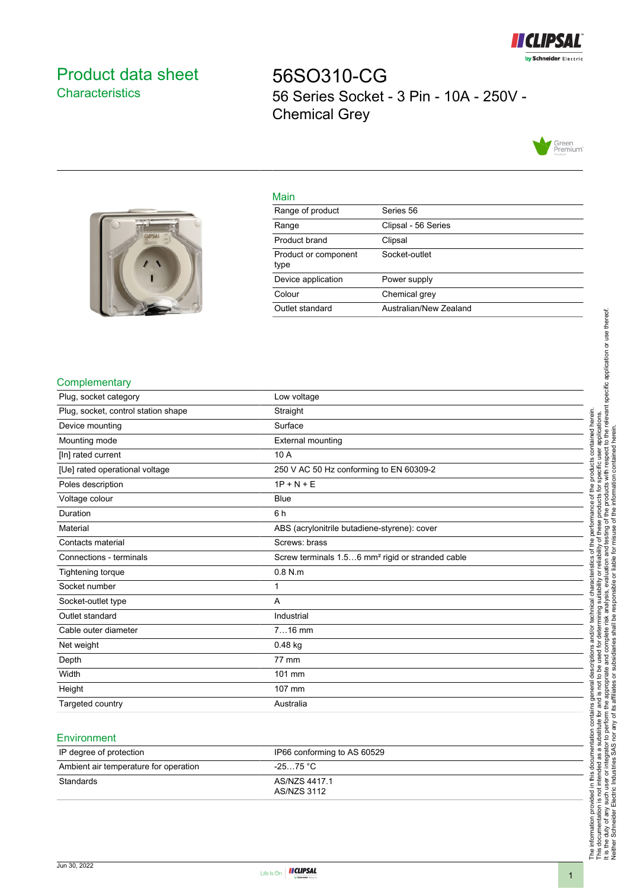# Product data sheet

## Characteristics

# 56SO310-CG

56 Series Socket - 3 Pin - 10A - 250V - Chemical Grey

## Main

| | |
|---|---|
| Range of product | Series 56 |
| Range | Clipsal - 56 Series |
| Product brand | Clipsal |
| Product or component type | Socket-outlet |
| Device application | Power supply |
| Colour | Chemical grey |
| Outlet standard | Australian/New Zealand |

## Complementary

| | |
|---|---|
| Plug, socket category | Low voltage |
| Plug, socket, control station shape | Straight |
| Device mounting | Surface |
| Mounting mode | External mounting |
| [In] rated current | 10 A |
| [Ue] rated operational voltage | 250 V AC 50 Hz conforming to EN 60309-2 |
| Poles description | 1P + N + E |
| Voltage colour | Blue |
| Duration | 6 h |
| Material | ABS (acrylonitrile butadiene-styrene): cover |
| Contacts material | Screws: brass |
| Connections - terminals | Screw terminals 1.5…6 mm² rigid or stranded cable |
| Tightening torque | 0.8 N.m |
| Socket number | 1 |
| Socket-outlet type | A |
| Outlet standard | Industrial |
| Cable outer diameter | 7…16 mm |
| Net weight | 0.48 kg |
| Depth | 77 mm |
| Width | 101 mm |
| Height | 107 mm |
| Targeted country | Australia |

## Environment

| | |
|---|---|
| IP degree of protection | IP66 conforming to AS 60529 |
| Ambient air temperature for operation | -25…75 °C |
| Standards | AS/NZS 4417.1<br>AS/NZS 3112 |

The information provided in this documentation contains general descriptions and/or technical characteristics of the performance of the products contained herein. This documentation is not intended as a substitute for and is not to be used for determining suitability or reliability of these products for specific user applications. It is the duty of any such user or integrator to perform the appropriate and complete risk analysis, evaluation and testing of the products with respect to the relevant specific application or use thereof. Neither Schneider Electric Industries SAS nor any of its affiliates or subsidiaries shall be responsible or liable for misuse of the information contained herein.

Jun 30, 2022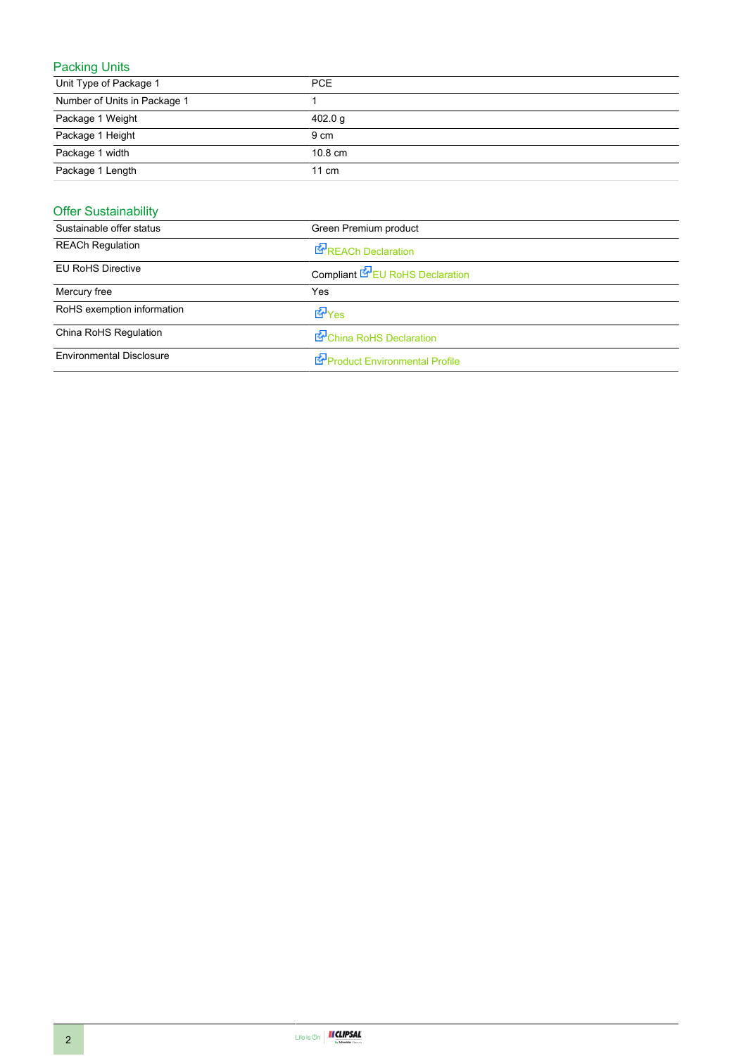## Packing Units

| | |
|---|---|
| Unit Type of Package 1 | PCE |
| Number of Units in Package 1 | 1 |
| Package 1 Weight | 402.0 g |
| Package 1 Height | 9 cm |
| Package 1 width | 10.8 cm |
| Package 1 Length | 11 cm |

## Offer Sustainability

| | |
|---|---|
| Sustainable offer status | Green Premium product |
| REACh Regulation | REACh Declaration |
| EU RoHS Directive | Compliant EU RoHS Declaration |
| Mercury free | Yes |
| RoHS exemption information | Yes |
| China RoHS Regulation | China RoHS Declaration |
| Environmental Disclosure | Product Environmental Profile |